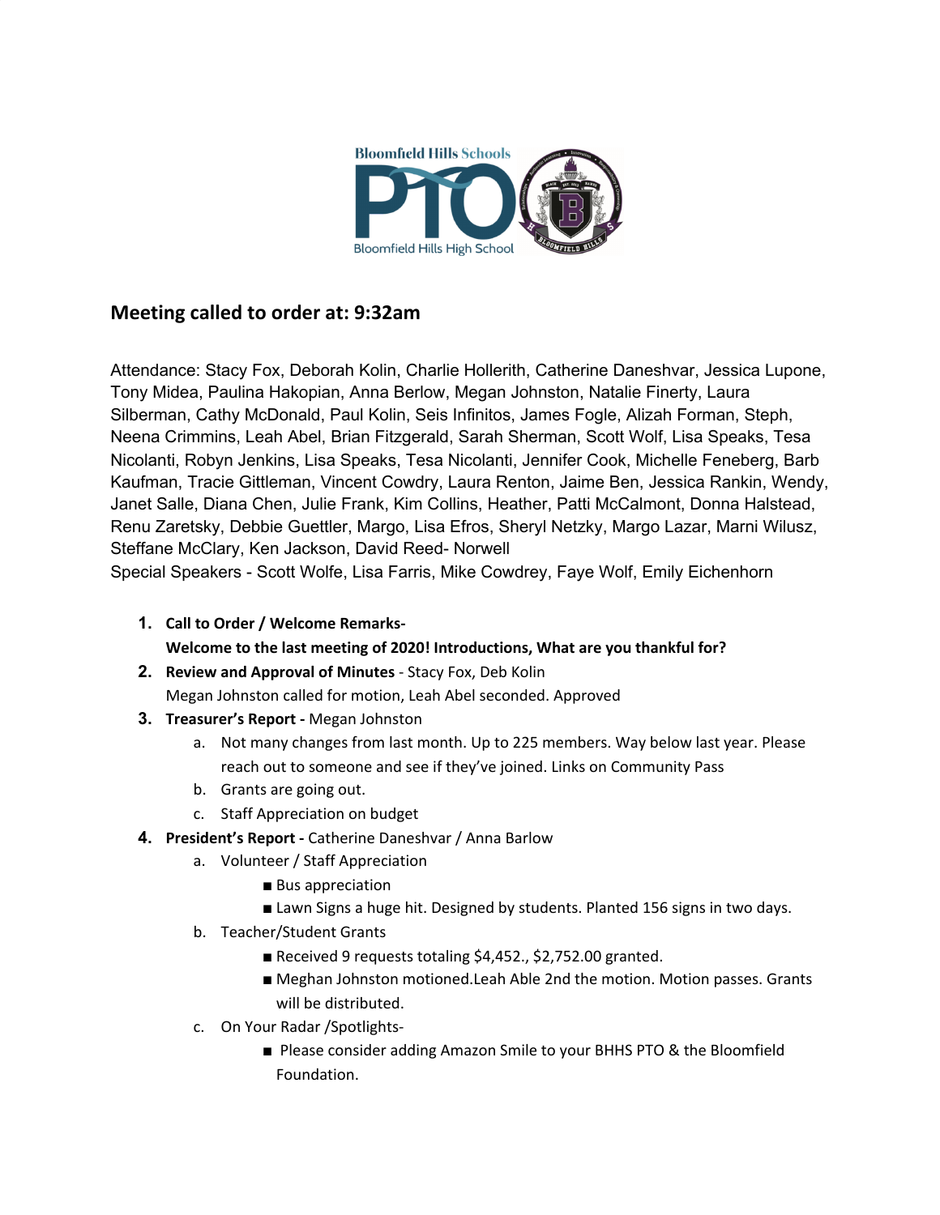## Meeting called to order at: 9:32am

Attendance: Stacy Fox, Deborah Kolin, Charlie Hollerith, Catherine Daneshvar, Jessica Lupone, Tony Midea, Paulina Hakopian, Anna Berlow, Megan Johnston, Natalie Finerty, Laura Silberman, Cathy McDonald, Paul Kolin, Seis Infinitos, James Fogle, Alizah Forman, Steph, Neena Crimmins, Leah Abel, Brian Fitzgerald, Sarah Sherman, Scott Wolf, Lisa Speaks, Tesa Nicolanti, Robyn Jenkins, Lisa Speaks, Tesa Nicolanti, Jennifer Cook, Michelle Feneberg, Barb Kaufman, Tracie Gittleman, Vincent Cowdry, Laura Renton, Jaime Ben, Jessica Rankin, Wendy, Janet Salle, Diana Chen, Julie Frank, Kim Collins, Heather, Patti McCalmont, Donna Halstead, Renu Zaretsky, Debbie Guettler, Margo, Lisa Efros, Sheryl Netzky, Margo Lazar, Marni Wilusz, Steffane McClary, Ken Jackson, David Reed- Norwell
Special Speakers - Scott Wolfe, Lisa Farris, Mike Cowdrey, Faye Wolf, Emily Eichenhorn

1. **Call to Order / Welcome Remarks-**
   **Welcome to the last meeting of 2020! Introductions, What are you thankful for?**
2. **Review and Approval of Minutes** - Stacy Fox, Deb Kolin
   Megan Johnston called for motion, Leah Abel seconded. Approved
3. **Treasurer's Report -** Megan Johnston
   a. Not many changes from last month. Up to 225 members. Way below last year. Please reach out to someone and see if they've joined. Links on Community Pass
   b. Grants are going out.
   c. Staff Appreciation on budget
4. **President's Report -** Catherine Daneshvar / Anna Barlow
   a. Volunteer / Staff Appreciation
      - Bus appreciation
      - Lawn Signs a huge hit. Designed by students. Planted 156 signs in two days.
   b. Teacher/Student Grants
      - Received 9 requests totaling $4,452., $2,752.00 granted.
      - Meghan Johnston motioned.Leah Able 2nd the motion. Motion passes. Grants will be distributed.
   c. On Your Radar /Spotlights-
      - Please consider adding Amazon Smile to your BHHS PTO & the Bloomfield Foundation.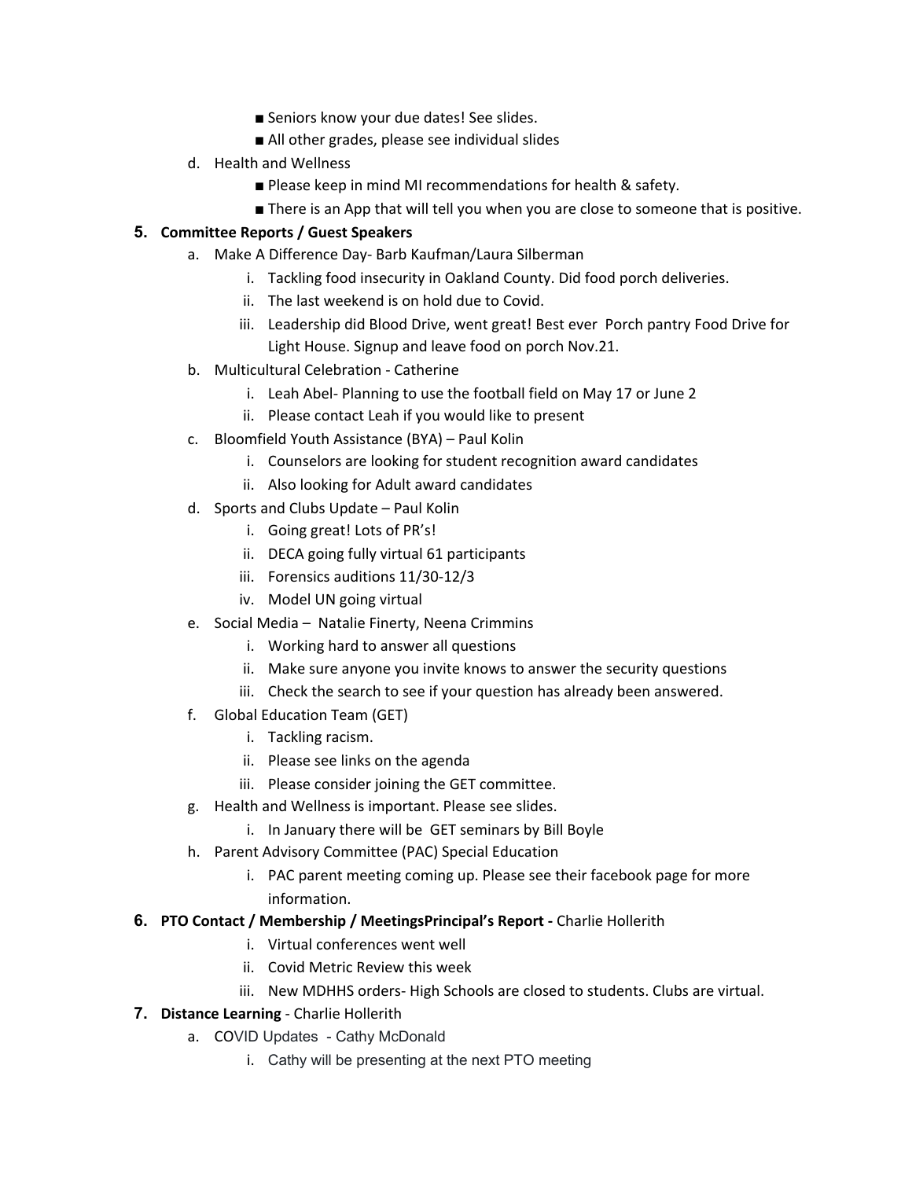- Seniors know your due dates! See slides.
- All other grades, please see individual slides

d. Health and Wellness

- Please keep in mind MI recommendations for health & safety.
- There is an App that will tell you when you are close to someone that is positive.

**5. Committee Reports / Guest Speakers**

a. Make A Difference Day- Barb Kaufman/Laura Silberman

i. Tackling food insecurity in Oakland County. Did food porch deliveries.
ii. The last weekend is on hold due to Covid.
iii. Leadership did Blood Drive, went great! Best ever Porch pantry Food Drive for Light House. Signup and leave food on porch Nov.21.

b. Multicultural Celebration - Catherine

i. Leah Abel- Planning to use the football field on May 17 or June 2
ii. Please contact Leah if you would like to present

c. Bloomfield Youth Assistance (BYA) – Paul Kolin

i. Counselors are looking for student recognition award candidates
ii. Also looking for Adult award candidates

d. Sports and Clubs Update – Paul Kolin

i. Going great! Lots of PR's!
ii. DECA going fully virtual 61 participants
iii. Forensics auditions 11/30-12/3
iv. Model UN going virtual

e. Social Media – Natalie Finerty, Neena Crimmins

i. Working hard to answer all questions
ii. Make sure anyone you invite knows to answer the security questions
iii. Check the search to see if your question has already been answered.

f. Global Education Team (GET)

i. Tackling racism.
ii. Please see links on the agenda
iii. Please consider joining the GET committee.

g. Health and Wellness is important. Please see slides.

i. In January there will be GET seminars by Bill Boyle

h. Parent Advisory Committee (PAC) Special Education

i. PAC parent meeting coming up. Please see their facebook page for more information.

**6. PTO Contact / Membership / MeetingsPrincipal's Report -** Charlie Hollerith

i. Virtual conferences went well
ii. Covid Metric Review this week
iii. New MDHHS orders- High Schools are closed to students. Clubs are virtual.

**7. Distance Learning** - Charlie Hollerith

a. COVID Updates - Cathy McDonald

i. Cathy will be presenting at the next PTO meeting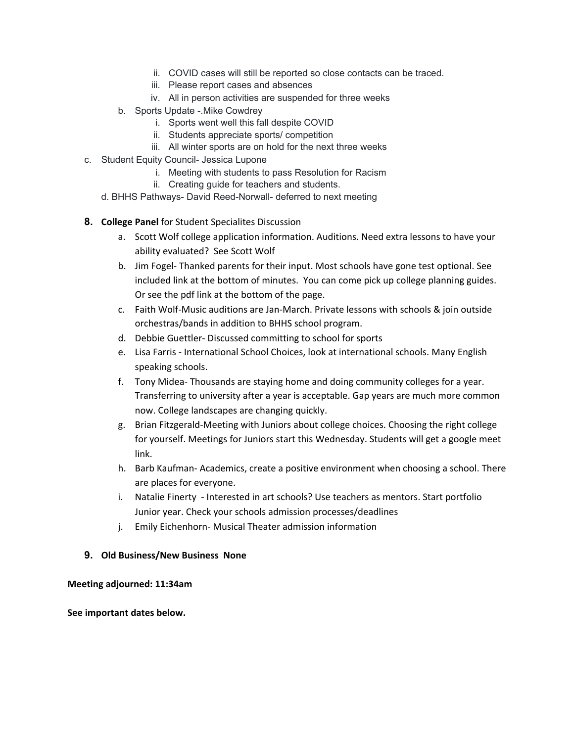- ii. COVID cases will still be reported so close contacts can be traced.
- iii. Please report cases and absences
- iv. All in person activities are suspended for three weeks

b. Sports Update -.Mike Cowdrey
- i. Sports went well this fall despite COVID
- ii. Students appreciate sports/ competition
- iii. All winter sports are on hold for the next three weeks

c. Student Equity Council- Jessica Lupone
- i. Meeting with students to pass Resolution for Racism
- ii. Creating guide for teachers and students.

d. BHHS Pathways- David Reed-Norwall- deferred to next meeting

8. **College Panel** for Student Specialites Discussion
   - a. Scott Wolf college application information. Auditions. Need extra lessons to have your ability evaluated? See Scott Wolf
   - b. Jim Fogel- Thanked parents for their input. Most schools have gone test optional. See included link at the bottom of minutes. You can come pick up college planning guides. Or see the pdf link at the bottom of the page.
   - c. Faith Wolf-Music auditions are Jan-March. Private lessons with schools & join outside orchestras/bands in addition to BHHS school program.
   - d. Debbie Guettler- Discussed committing to school for sports
   - e. Lisa Farris - International School Choices, look at international schools. Many English speaking schools.
   - f. Tony Midea- Thousands are staying home and doing community colleges for a year. Transferring to university after a year is acceptable. Gap years are much more common now. College landscapes are changing quickly.
   - g. Brian Fitzgerald-Meeting with Juniors about college choices. Choosing the right college for yourself. Meetings for Juniors start this Wednesday. Students will get a google meet link.
   - h. Barb Kaufman- Academics, create a positive environment when choosing a school. There are places for everyone.
   - i. Natalie Finerty - Interested in art schools? Use teachers as mentors. Start portfolio Junior year. Check your schools admission processes/deadlines
   - j. Emily Eichenhorn- Musical Theater admission information

9. **Old Business/New Business None**

**Meeting adjourned: 11:34am**

**See important dates below.**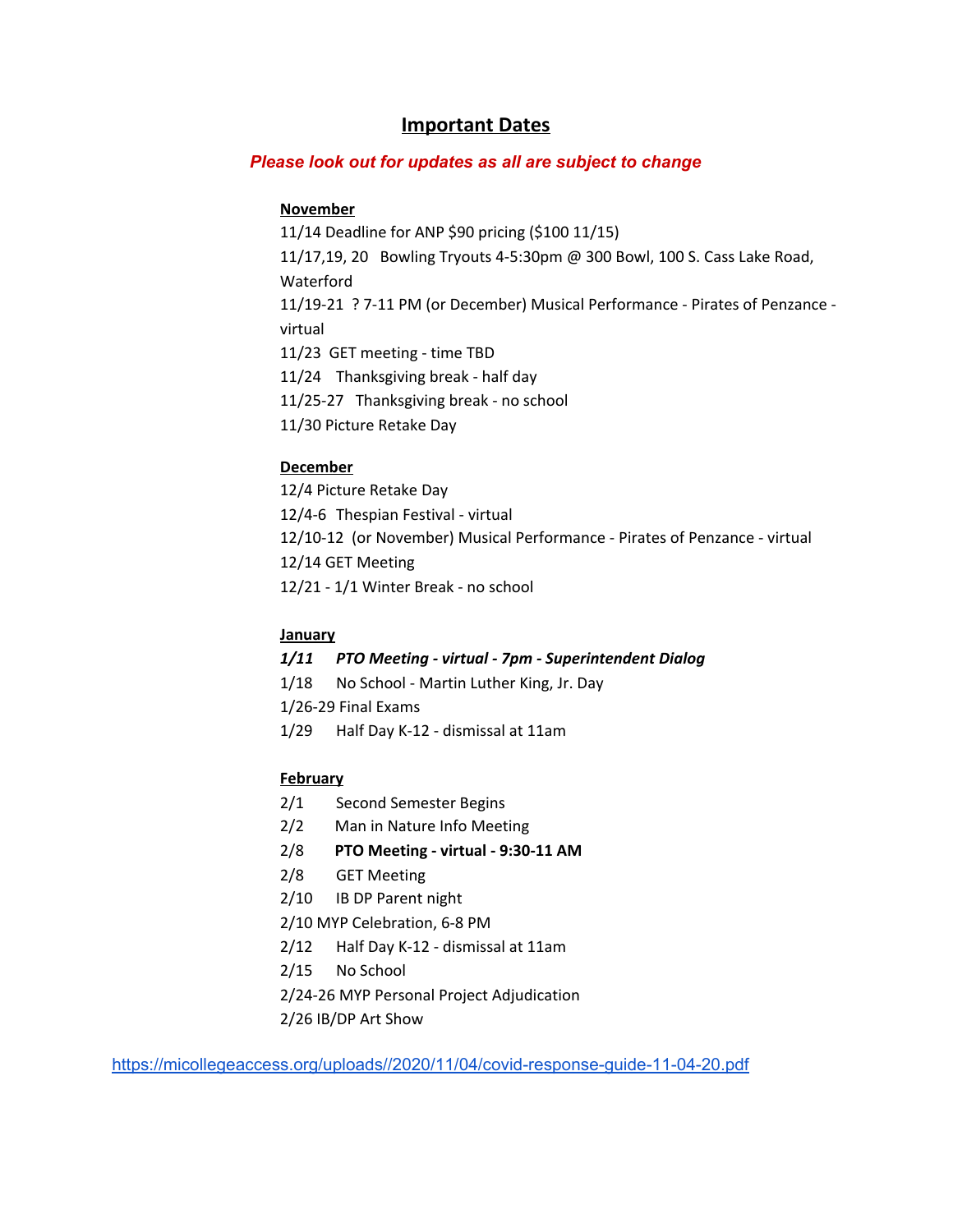## Important Dates

***Please look out for updates as all are subject to change***

**November**

11/14 Deadline for ANP $90 pricing ($100 11/15)
11/17,19, 20 Bowling Tryouts 4-5:30pm @ 300 Bowl, 100 S. Cass Lake Road, Waterford
11/19-21 ? 7-11 PM (or December) Musical Performance - Pirates of Penzance - virtual
11/23 GET meeting - time TBD
11/24 Thanksgiving break - half day
11/25-27 Thanksgiving break - no school
11/30 Picture Retake Day

**December**

12/4 Picture Retake Day
12/4-6 Thespian Festival - virtual
12/10-12 (or November) Musical Performance - Pirates of Penzance - virtual
12/14 GET Meeting
12/21 - 1/1 Winter Break - no school

**January**

***1/11 PTO Meeting - virtual - 7pm - Superintendent Dialog***
1/18 No School - Martin Luther King, Jr. Day
1/26-29 Final Exams
1/29 Half Day K-12 - dismissal at 11am

**February**

2/1 Second Semester Begins
2/2 Man in Nature Info Meeting
2/8 **PTO Meeting - virtual - 9:30-11 AM**
2/8 GET Meeting
2/10 IB DP Parent night
2/10 MYP Celebration, 6-8 PM
2/12 Half Day K-12 - dismissal at 11am
2/15 No School
2/24-26 MYP Personal Project Adjudication
2/26 IB/DP Art Show

https://micollegeaccess.org/uploads//2020/11/04/covid-response-guide-11-04-20.pdf